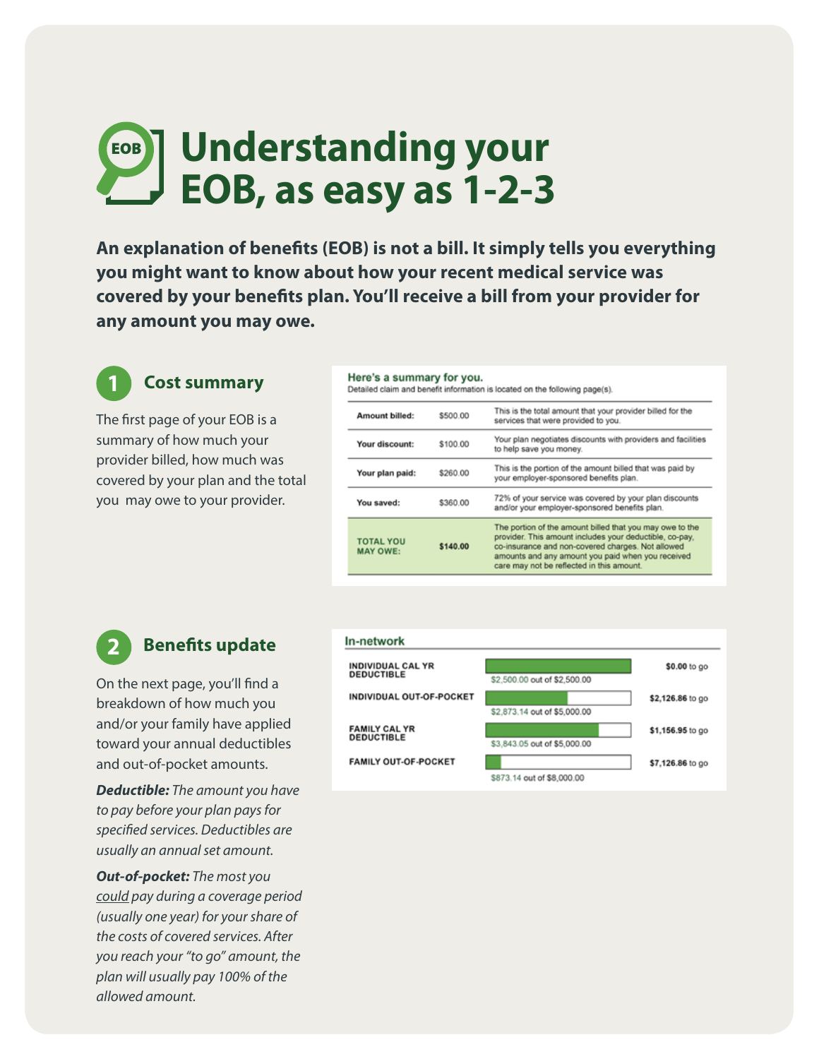# Understanding your EOB, as easy as 1-2-3

**An explanation of benefits (EOB) is not a bill. It simply tells you everything you might want to know about how your recent medical service was covered by your benefits plan. You'll receive a bill from your provider for any amount you may owe.**

## 1 Cost summary

The first page of your EOB is a summary of how much your provider billed, how much was covered by your plan and the total you may owe to your provider.

**Here's a summary for you.**

Detailed claim and benefit information is located on the following page(s).

| | | |
|---|---|---|
| **Amount billed:** | $500.00 | This is the total amount that your provider billed for the services that were provided to you. |
| **Your discount:** | $100.00 | Your plan negotiates discounts with providers and facilities to help save you money. |
| **Your plan paid:** | $260.00 | This is the portion of the amount billed that was paid by your employer-sponsored benefits plan. |
| **You saved:** | $360.00 | 72% of your service was covered by your plan discounts and/or your employer-sponsored benefits plan. |
| **TOTAL YOU MAY OWE:** | **$140.00** | The portion of the amount billed that you may owe to the provider. This amount includes your deductible, co-pay, co-insurance and non-covered charges. Not allowed amounts and any amount you paid when you received care may not be reflected in this amount. |

## 2 Benefits update

On the next page, you'll find a breakdown of how much you and/or your family have applied toward your annual deductibles and out-of-pocket amounts.

***Deductible:*** *The amount you have to pay before your plan pays for specified services. Deductibles are usually an annual set amount.*

***Out-of-pocket:*** *The most you could pay during a coverage period (usually one year) for your share of the costs of covered services. After you reach your "to go" amount, the plan will usually pay 100% of the allowed amount.*

**In-network**

| | Applied | To go |
|---|---|---|
| INDIVIDUAL CAL YR DEDUCTIBLE | $2,500.00 out of $2,500.00 | **$0.00** to go |
| INDIVIDUAL OUT-OF-POCKET | $2,873.14 out of $5,000.00 | **$2,126.86** to go |
| FAMILY CAL YR DEDUCTIBLE | $3,843.05 out of $5,000.00 | **$1,156.95** to go |
| FAMILY OUT-OF-POCKET | $873.14 out of $8,000.00 | **$7,126.86** to go |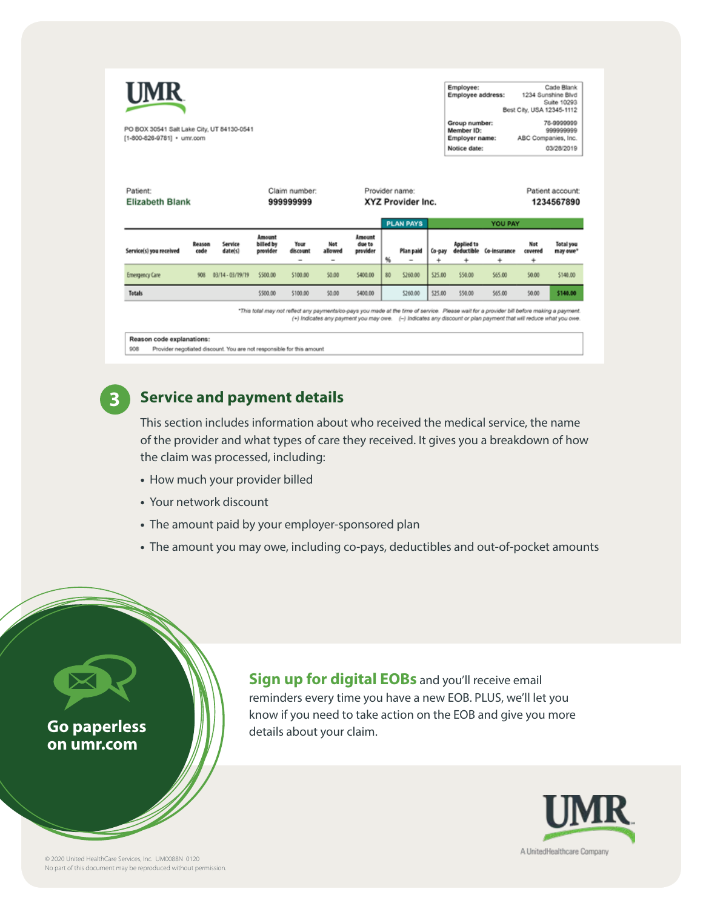UMR

PO BOX 30541 Salt Lake City, UT 84130-0541
[1-800-826-9781] • umr.com

| | |
|---|---|
| Employee: | Cade Blank |
| Employee address: | 1234 Sunshine Blvd Suite 10293 Best City, USA 12345-1112 |
| Group number: | 76-9999999 |
| Member ID: | 999999999 |
| Employer name: | ABC Companies, Inc. |
| Notice date: | 03/28/2019 |

Patient: **Elizabeth Blank**
Claim number: **999999999**
Provider name: **XYZ Provider Inc.**
Patient account: **1234567890**

| | | | | | | | PLAN PAYS | | YOU PAY | | | | |
|---|---|---|---|---|---|---|---|---|---|---|---|---|---|
| Service(s) you received | Reason code | Service date(s) | Amount billed by provider | Your discount – | Not allowed – | Amount due to provider | % | Plan paid – | Co-pay + | Applied to deductible + | Co-insurance + | Not covered + | Total you may owe* |
| Emergency Care | 908 | 03/14 - 03/19/19 | $500.00 | $100.00 | $0.00 | $400.00 | 80 | $260.00 | $25.00 | $50.00 | $65.00 | $0.00 | $140.00 |
| Totals | | | $500.00 | $100.00 | $0.00 | $400.00 | | $260.00 | $25.00 | $50.00 | $65.00 | $0.00 | $140.00 |

*This total may not reflect any payments/co-pays you made at the time of service. Please wait for a provider bill before making a payment.
(+) Indicates any payment you may owe. (–) Indicates any discount or plan payment that will reduce what you owe.

**Reason code explanations:**
908 Provider negotiated discount. You are not responsible for this amount

## 3 Service and payment details

This section includes information about who received the medical service, the name of the provider and what types of care they received. It gives you a breakdown of how the claim was processed, including:

- How much your provider billed
- Your network discount
- The amount paid by your employer-sponsored plan
- The amount you may owe, including co-pays, deductibles and out-of-pocket amounts

**Go paperless on umr.com**

**Sign up for digital EOBs** and you'll receive email reminders every time you have a new EOB. PLUS, we'll let you know if you need to take action on the EOB and give you more details about your claim.

UMR
A UnitedHealthcare Company

© 2020 United HealthCare Services, Inc. UM0088N 0120
No part of this document may be reproduced without permission.